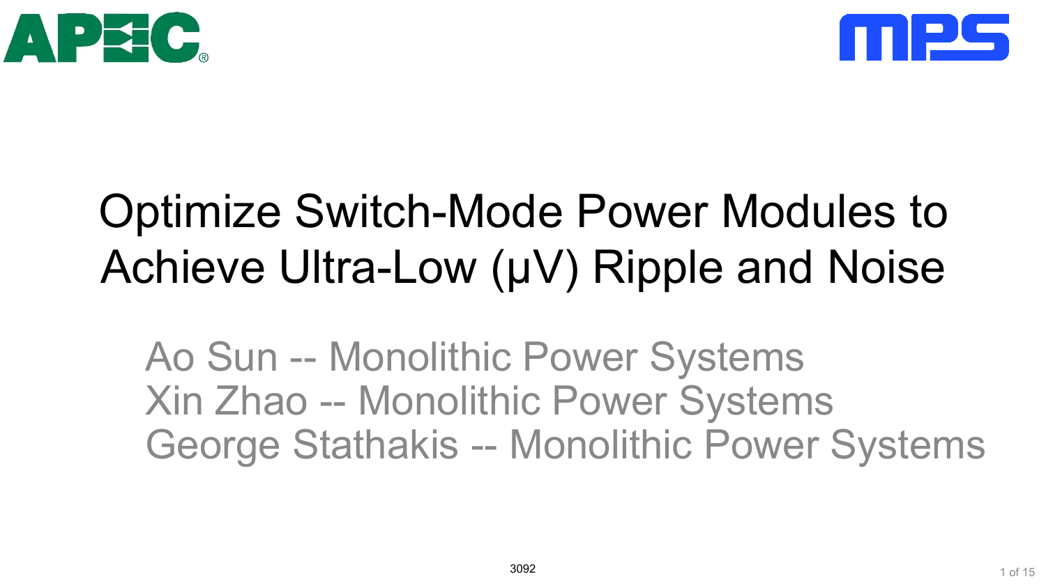# Optimize Switch-Mode Power Modules to Achieve Ultra-Low (μV) Ripple and Noise

Ao Sun -- Monolithic Power Systems
Xin Zhao -- Monolithic Power Systems
George Stathakis -- Monolithic Power Systems

3092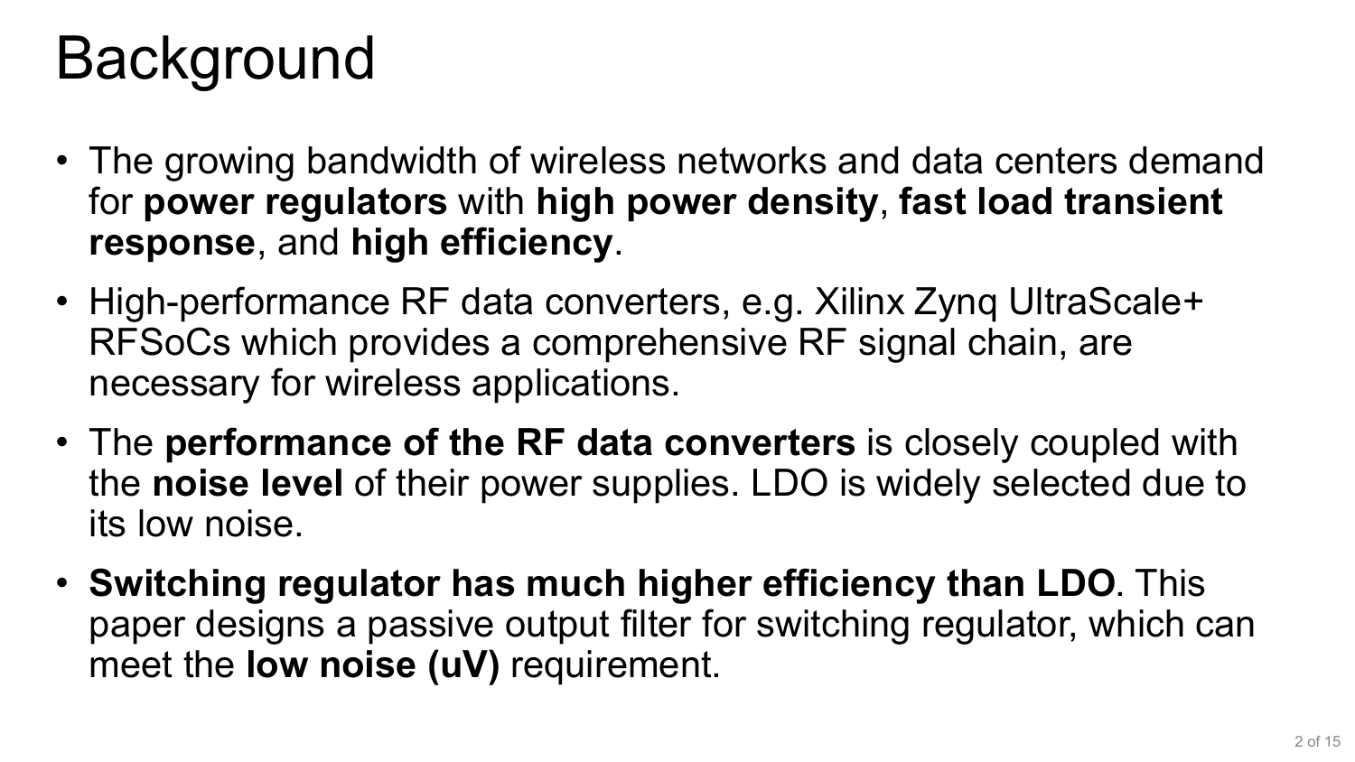# Background

- The growing bandwidth of wireless networks and data centers demand for **power regulators** with **high power density**, **fast load transient response**, and **high efficiency**.
- High-performance RF data converters, e.g. Xilinx Zynq UltraScale+ RFSoCs which provides a comprehensive RF signal chain, are necessary for wireless applications.
- The **performance of the RF data converters** is closely coupled with the **noise level** of their power supplies. LDO is widely selected due to its low noise.
- **Switching regulator has much higher efficiency than LDO**. This paper designs a passive output filter for switching regulator, which can meet the **low noise (uV)** requirement.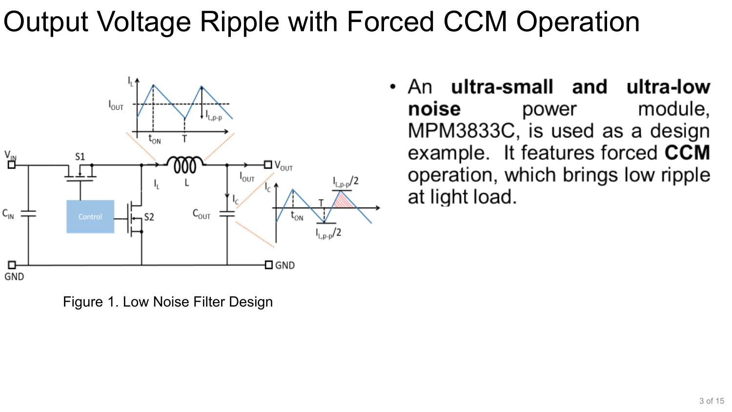# Output Voltage Ripple with Forced CCM Operation

Figure 1. Low Noise Filter Design

- An **ultra-small and ultra-low noise** power module, MPM3833C, is used as a design example. It features forced **CCM** operation, which brings low ripple at light load.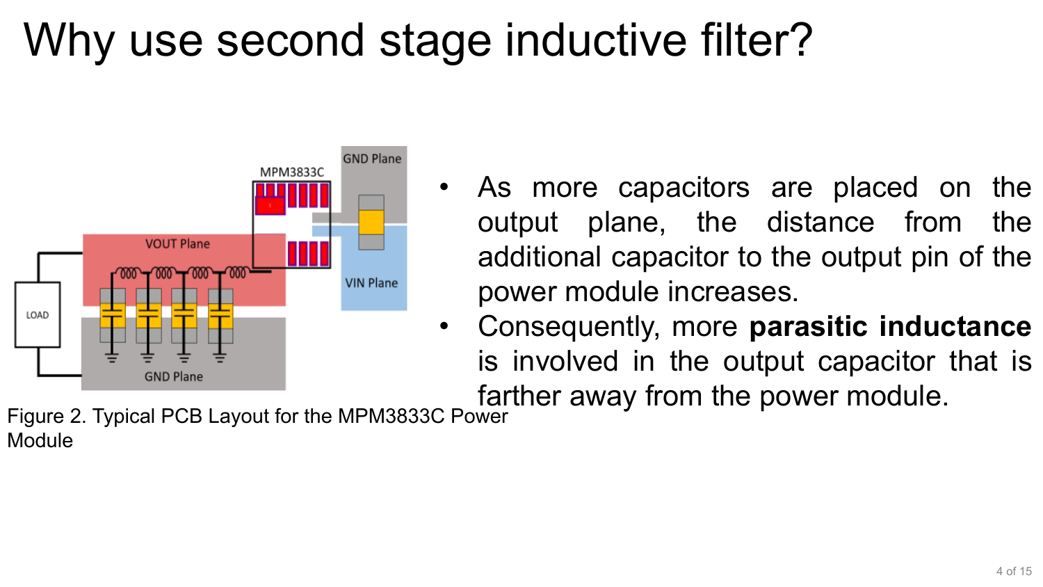# Why use second stage inductive filter?

Figure 2. Typical PCB Layout for the MPM3833C Power Module

- As more capacitors are placed on the output plane, the distance from the additional capacitor to the output pin of the power module increases.
- Consequently, more **parasitic inductance** is involved in the output capacitor that is farther away from the power module.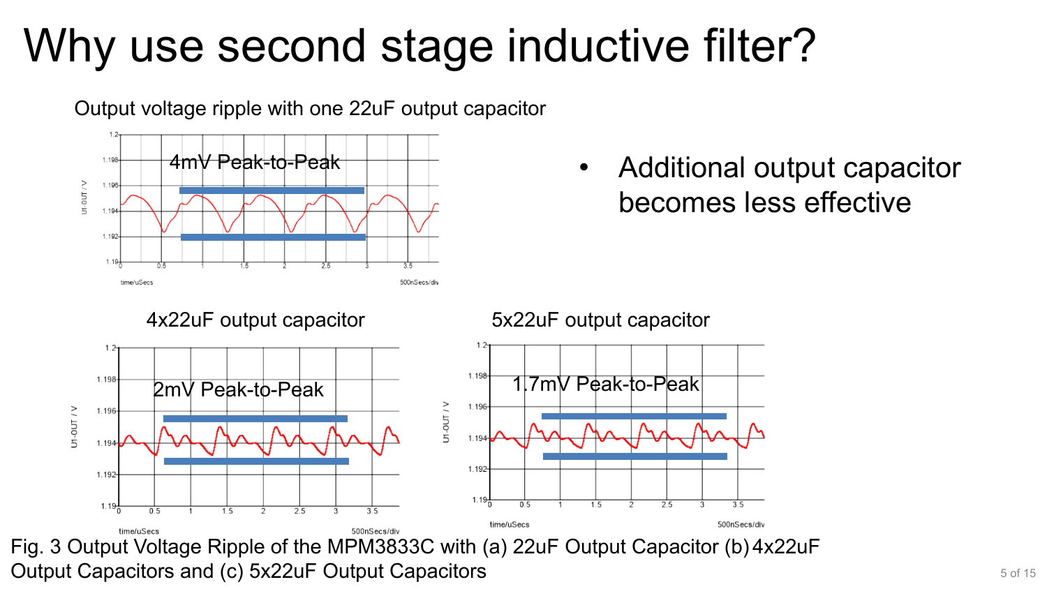# Why use second stage inductive filter?

Output voltage ripple with one 22uF output capacitor

4mV Peak-to-Peak

- Additional output capacitor becomes less effective

4x22uF output capacitor

2mV Peak-to-Peak

5x22uF output capacitor

1.7mV Peak-to-Peak

Fig. 3 Output Voltage Ripple of the MPM3833C with (a) 22uF Output Capacitor (b) 4x22uF Output Capacitors and (c) 5x22uF Output Capacitors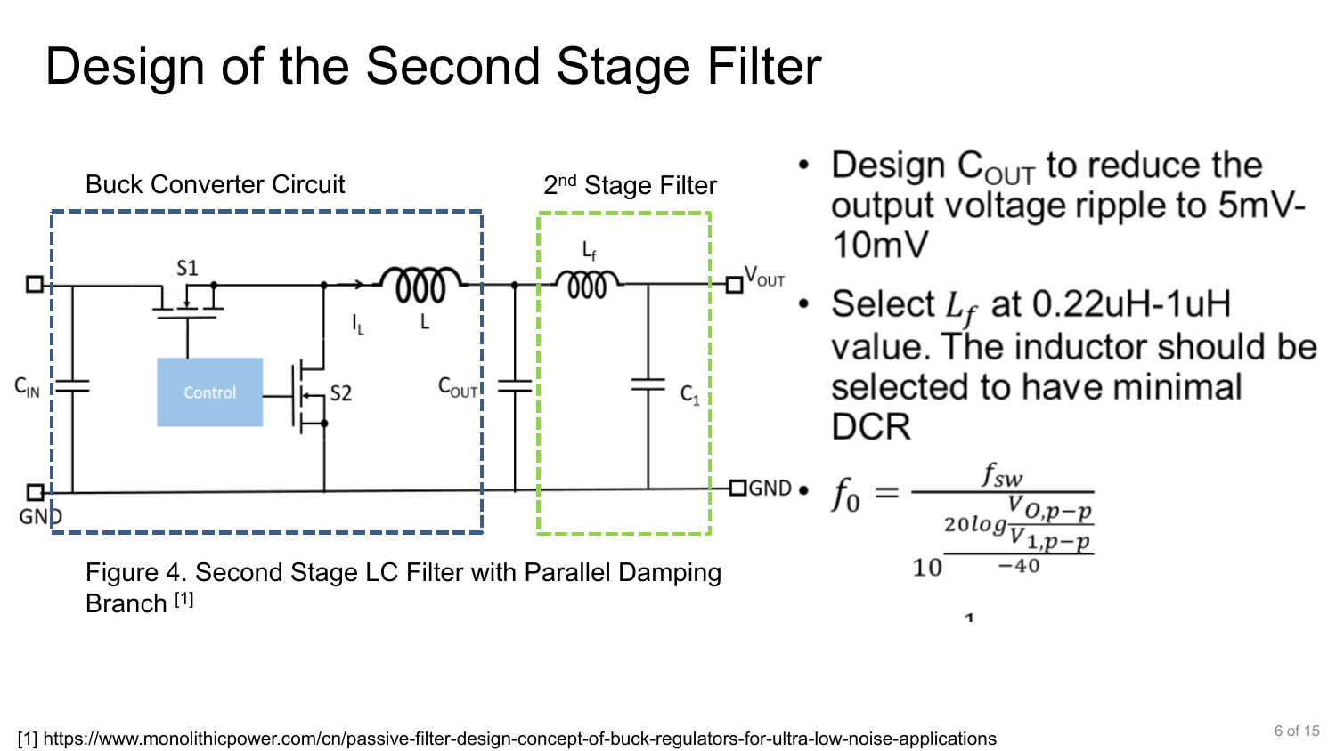# Design of the Second Stage Filter

Buck Converter Circuit

2nd Stage Filter

Figure 4. Second Stage LC Filter with Parallel Damping Branch [1]

- Design $C_{OUT}$ to reduce the output voltage ripple to 5mV-10mV
- Select $L_f$ at 0.22uH-1uH value. The inductor should be selected to have minimal DCR
- $$f_0 = \frac{f_{sw}}{10^{\frac{20 log \frac{V_{O,p-p}}{V_{1,p-p}}}{-40}}}$$

[1] https://www.monolithicpower.com/cn/passive-filter-design-concept-of-buck-regulators-for-ultra-low-noise-applications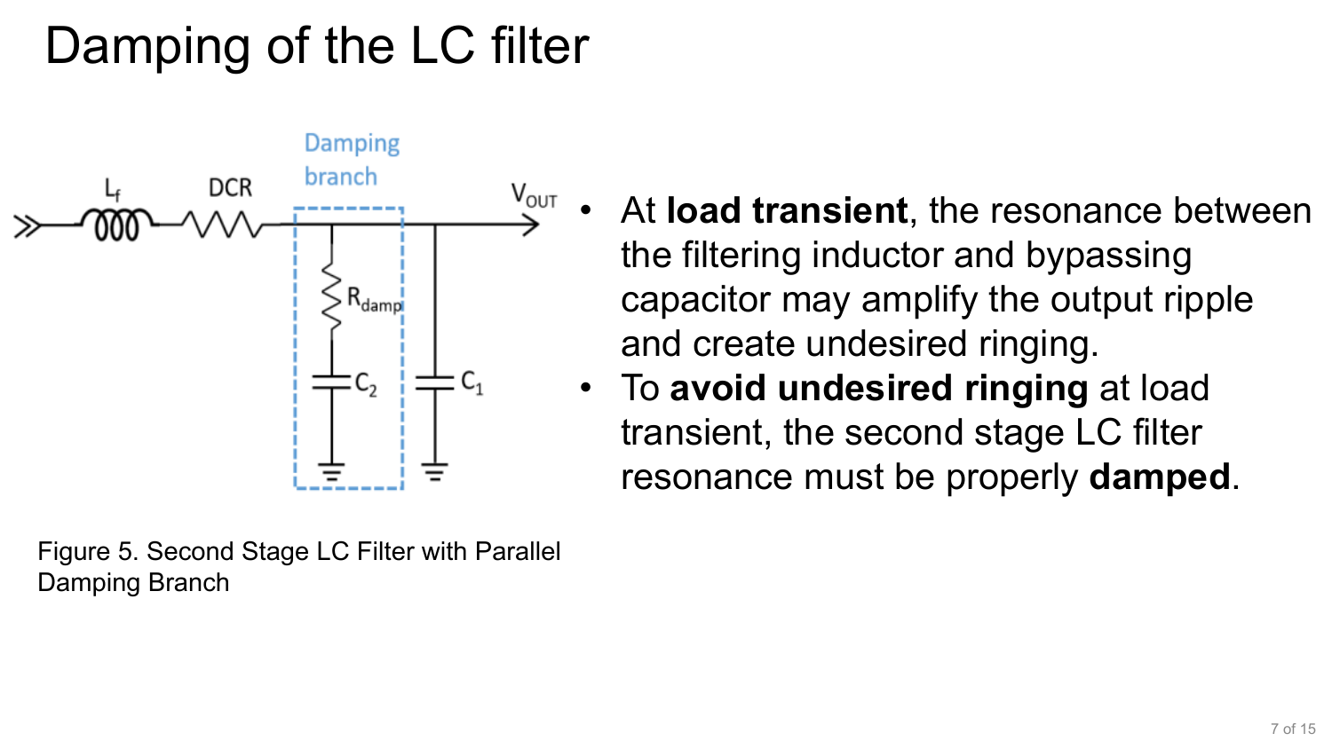# Damping of the LC filter

Figure 5. Second Stage LC Filter with Parallel Damping Branch

- At **load transient**, the resonance between the filtering inductor and bypassing capacitor may amplify the output ripple and create undesired ringing.
- To **avoid undesired ringing** at load transient, the second stage LC filter resonance must be properly **damped**.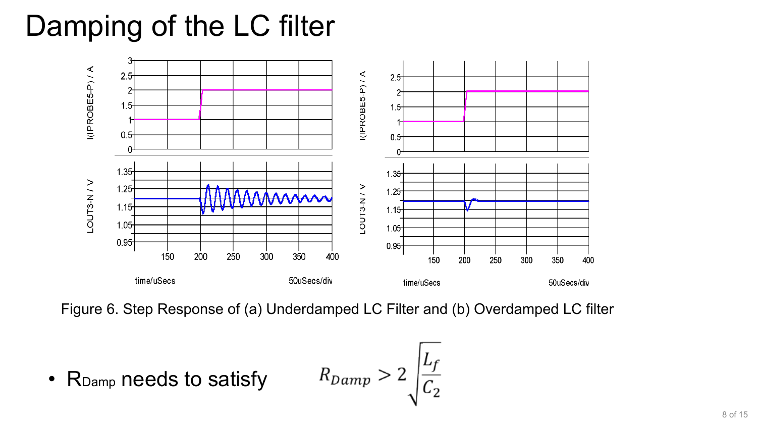# Damping of the LC filter

Figure 6. Step Response of (a) Underdamped LC Filter and (b) Overdamped LC filter

- $R_{Damp}$ needs to satisfy

$$R_{Damp} > 2\sqrt{\frac{L_f}{C_2}}$$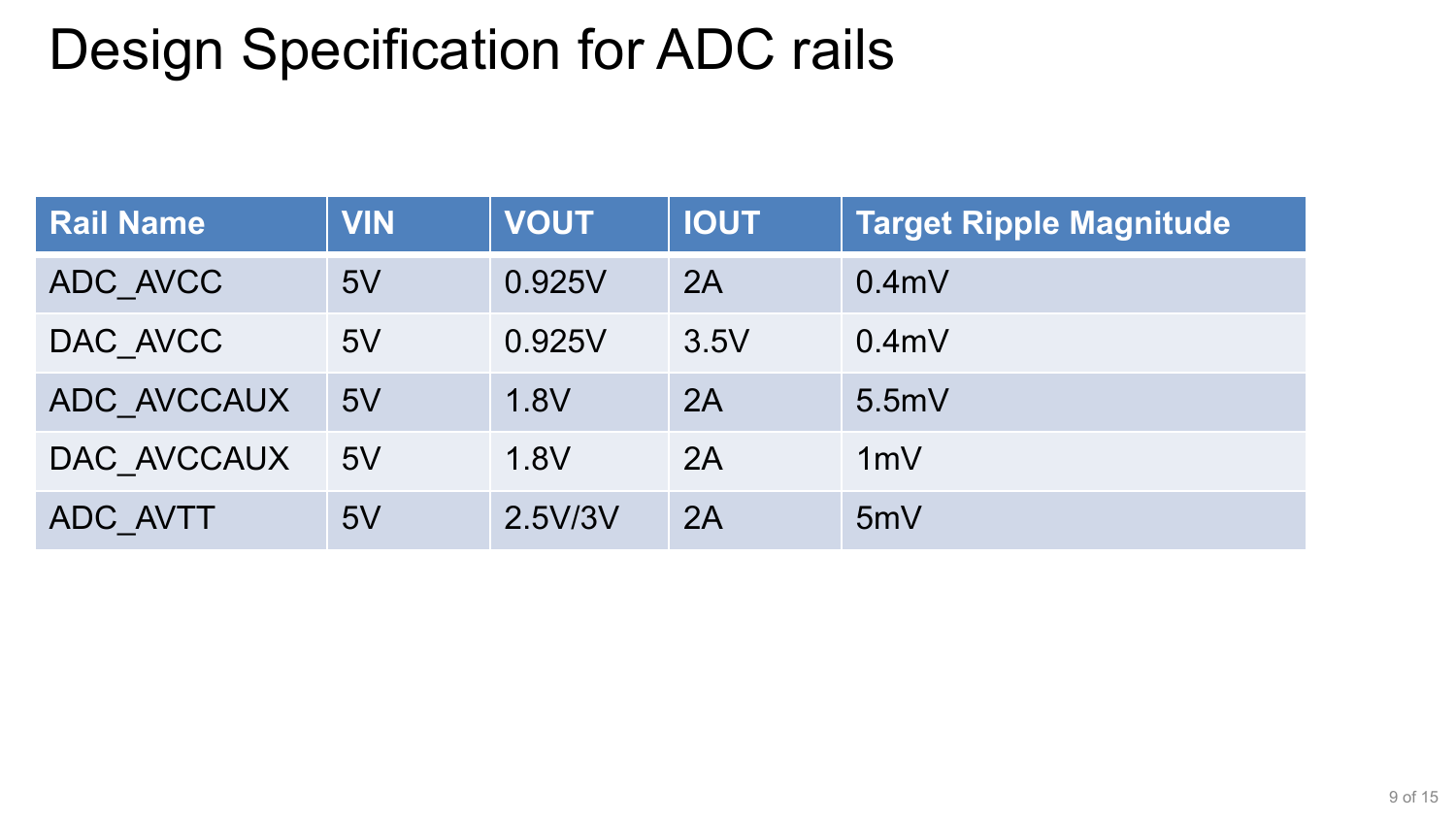# Design Specification for ADC rails

| Rail Name | VIN | VOUT | IOUT | Target Ripple Magnitude |
|---|---|---|---|---|
| ADC_AVCC | 5V | 0.925V | 2A | 0.4mV |
| DAC_AVCC | 5V | 0.925V | 3.5V | 0.4mV |
| ADC_AVCCAUX | 5V | 1.8V | 2A | 5.5mV |
| DAC_AVCCAUX | 5V | 1.8V | 2A | 1mV |
| ADC_AVTT | 5V | 2.5V/3V | 2A | 5mV |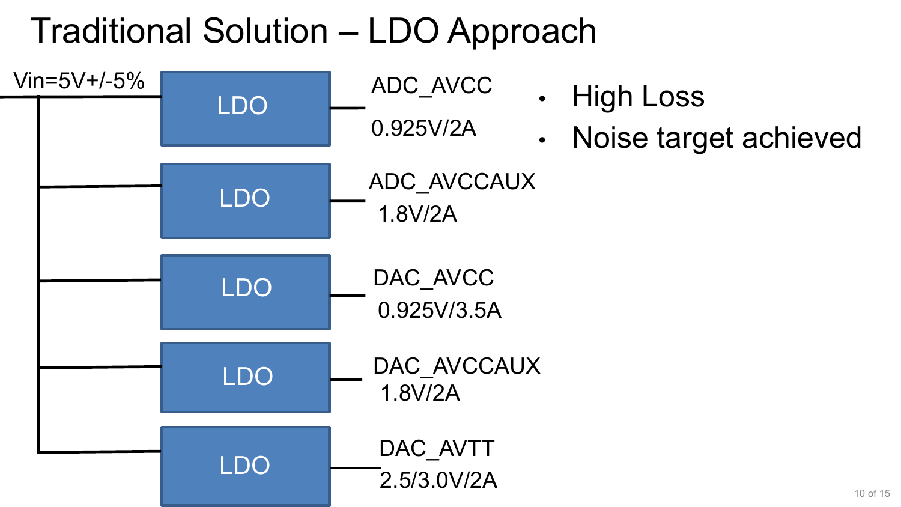# Traditional Solution – LDO Approach

Vin=5V+/-5%

| Regulator | Rail | Output |
| --- | --- | --- |
| LDO | ADC_AVCC | 0.925V/2A |
| LDO | ADC_AVCCAUX | 1.8V/2A |
| LDO | DAC_AVCC | 0.925V/3.5A |
| LDO | DAC_AVCCAUX | 1.8V/2A |
| LDO | DAC_AVTT | 2.5/3.0V/2A |

- High Loss
- Noise target achieved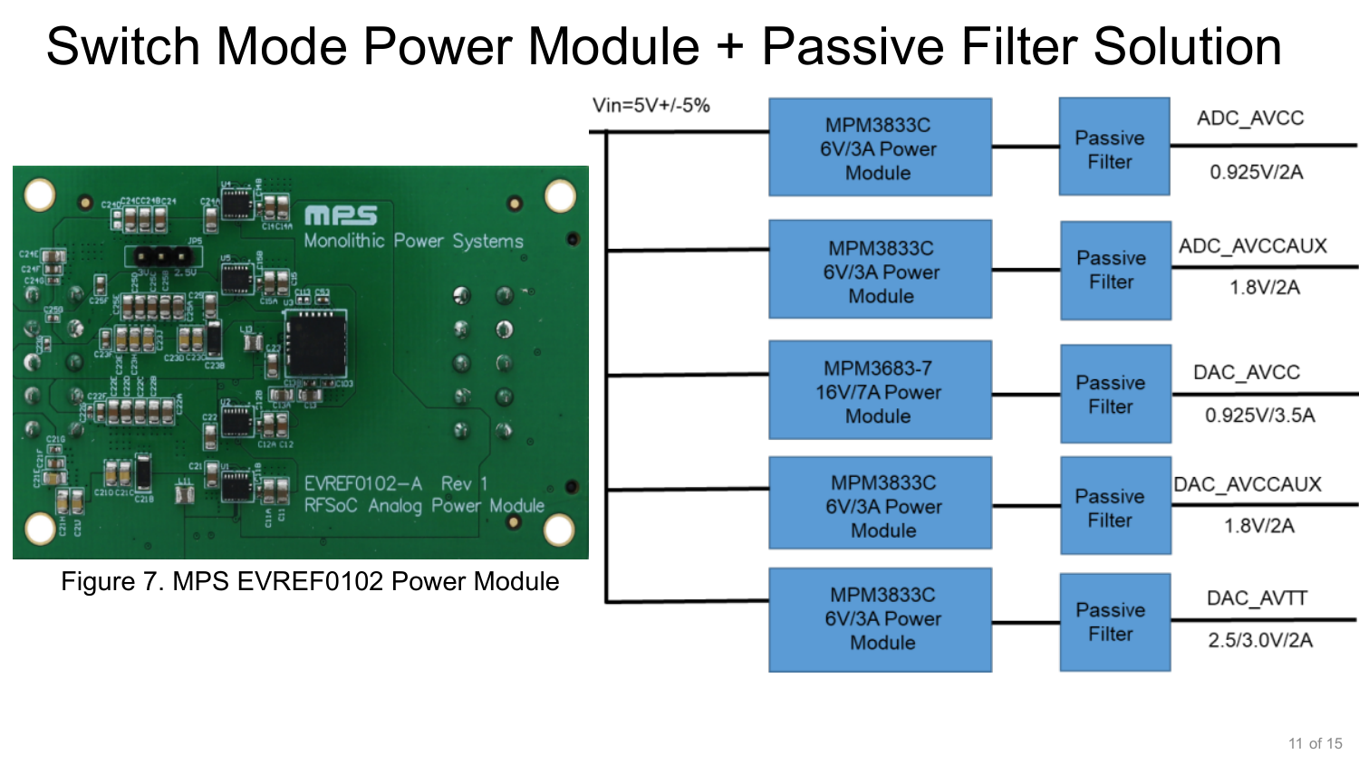# Switch Mode Power Module + Passive Filter Solution

Figure 7. MPS EVREF0102 Power Module

Vin=5V+/-5%

| Power Module | Filter | Output |
| --- | --- | --- |
| MPM3833C 6V/3A Power Module | Passive Filter | ADC_AVCC 0.925V/2A |
| MPM3833C 6V/3A Power Module | Passive Filter | ADC_AVCCAUX 1.8V/2A |
| MPM3683-7 16V/7A Power Module | Passive Filter | DAC_AVCC 0.925V/3.5A |
| MPM3833C 6V/3A Power Module | Passive Filter | DAC_AVCCAUX 1.8V/2A |
| MPM3833C 6V/3A Power Module | Passive Filter | DAC_AVTT 2.5/3.0V/2A |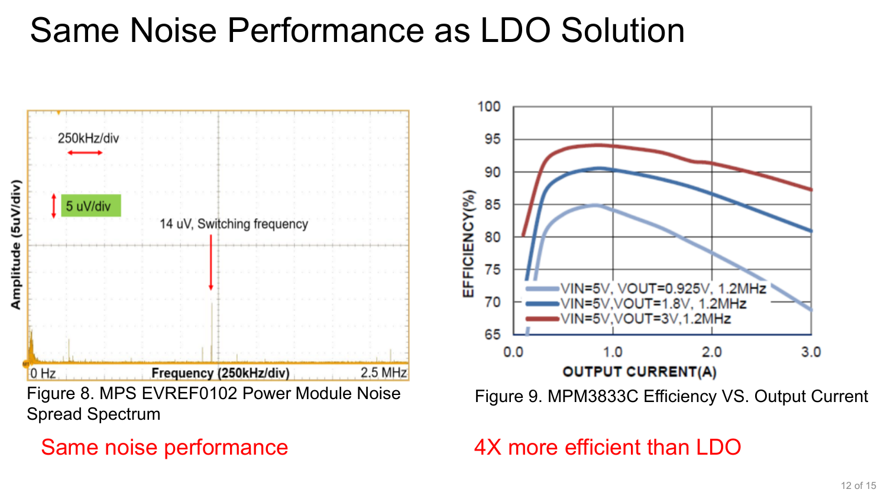# Same Noise Performance as LDO Solution

Figure 8. MPS EVREF0102 Power Module Noise Spread Spectrum

Figure 9. MPM3833C Efficiency VS. Output Current

Same noise performance

4X more efficient than LDO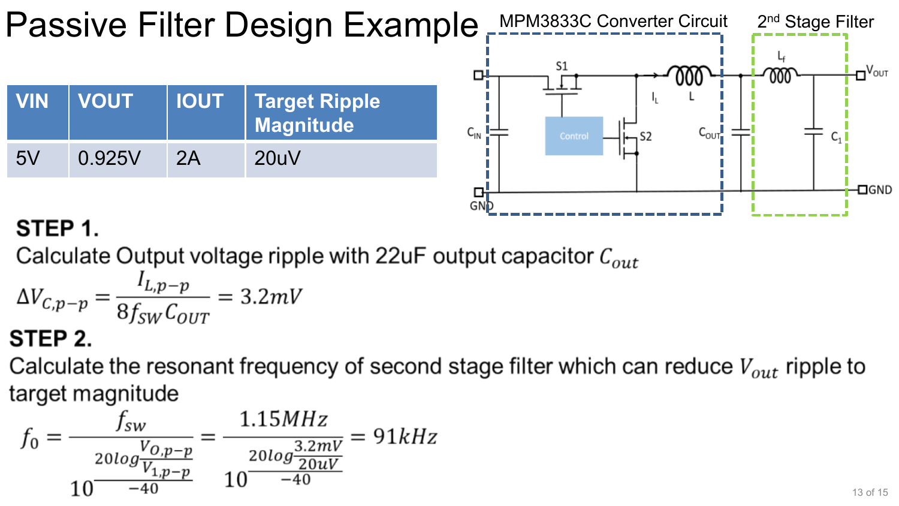# Passive Filter Design Example

MPM3833C Converter Circuit

2nd Stage Filter

| VIN | VOUT | IOUT | Target Ripple Magnitude |
|---|---|---|---|
| 5V | 0.925V | 2A | 20uV |

**STEP 1.**

Calculate Output voltage ripple with 22uF output capacitor $C_{out}$

$$\Delta V_{C,p-p} = \frac{I_{L,p-p}}{8 f_{SW} C_{OUT}} = 3.2mV$$

**STEP 2.**

Calculate the resonant frequency of second stage filter which can reduce $V_{out}$ ripple to target magnitude

$$f_0 = \frac{f_{sw}}{10^{\frac{20\log\frac{V_{O,p-p}}{V_{1,p-p}}}{-40}}} = \frac{1.15MHz}{10^{\frac{20\log\frac{3.2mV}{20uV}}{-40}}} = 91kHz$$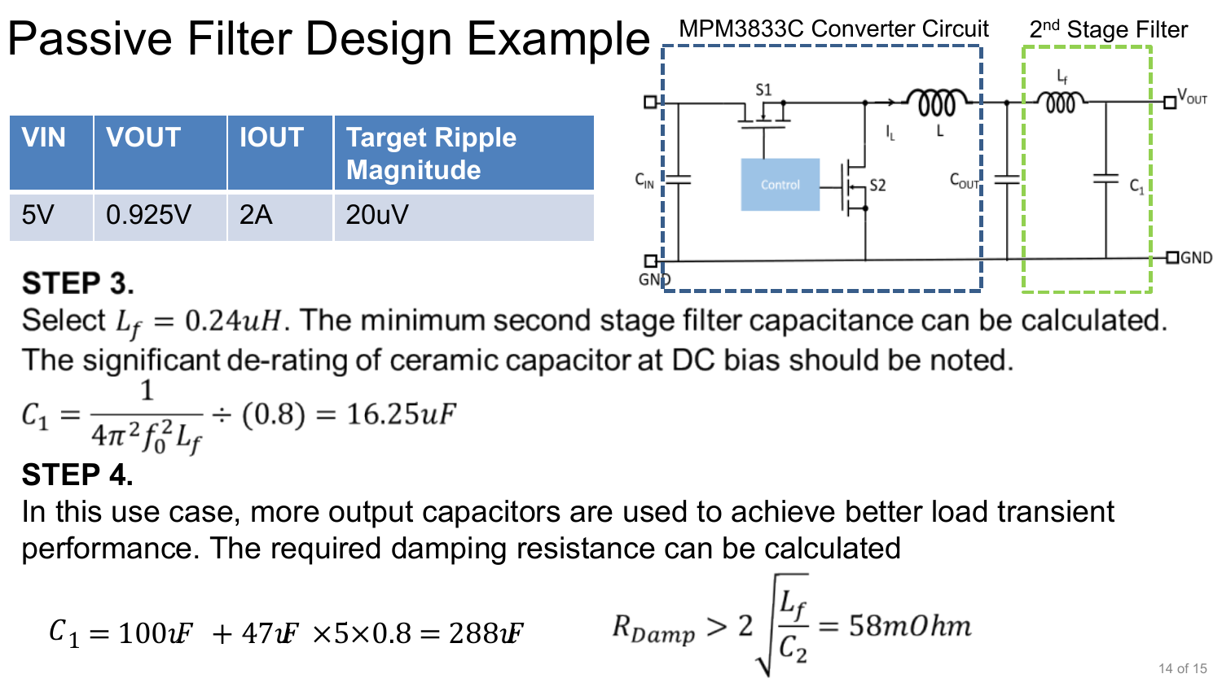# Passive Filter Design Example

MPM3833C Converter Circuit

2nd Stage Filter

| VIN | VOUT | IOUT | Target Ripple Magnitude |
|---|---|---|---|
| 5V | 0.925V | 2A | 20uV |

**STEP 3.**

Select $L_f = 0.24uH$. The minimum second stage filter capacitance can be calculated. The significant de-rating of ceramic capacitor at DC bias should be noted.

$$C_1 = \frac{1}{4\pi^2 f_0^2 L_f} \div (0.8) = 16.25uF$$

**STEP 4.**

In this use case, more output capacitors are used to achieve better load transient performance. The required damping resistance can be calculated

$$C_1 = 100uF + 47uF \times 5 \times 0.8 = 288uF$$

$$R_{Damp} > 2\sqrt{\frac{L_f}{C_2}} = 58mOhm$$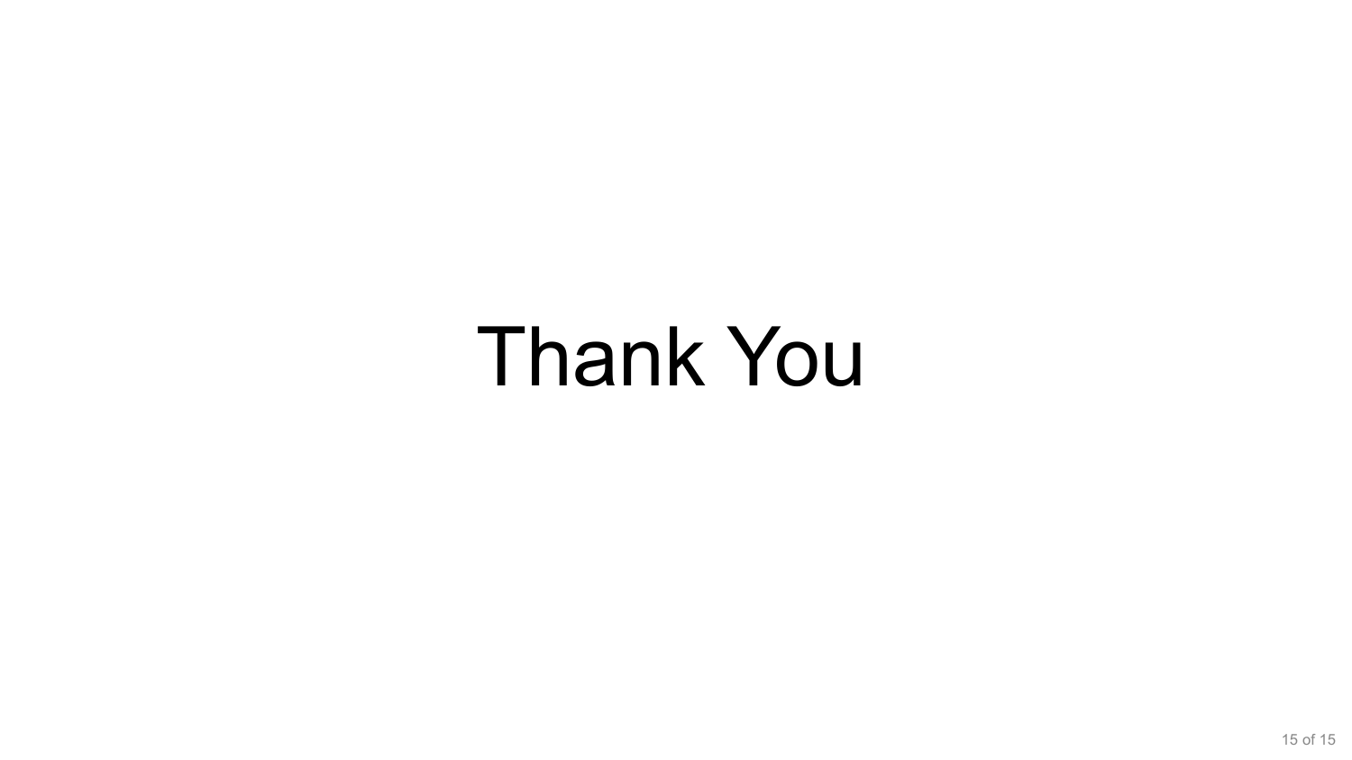# Thank You